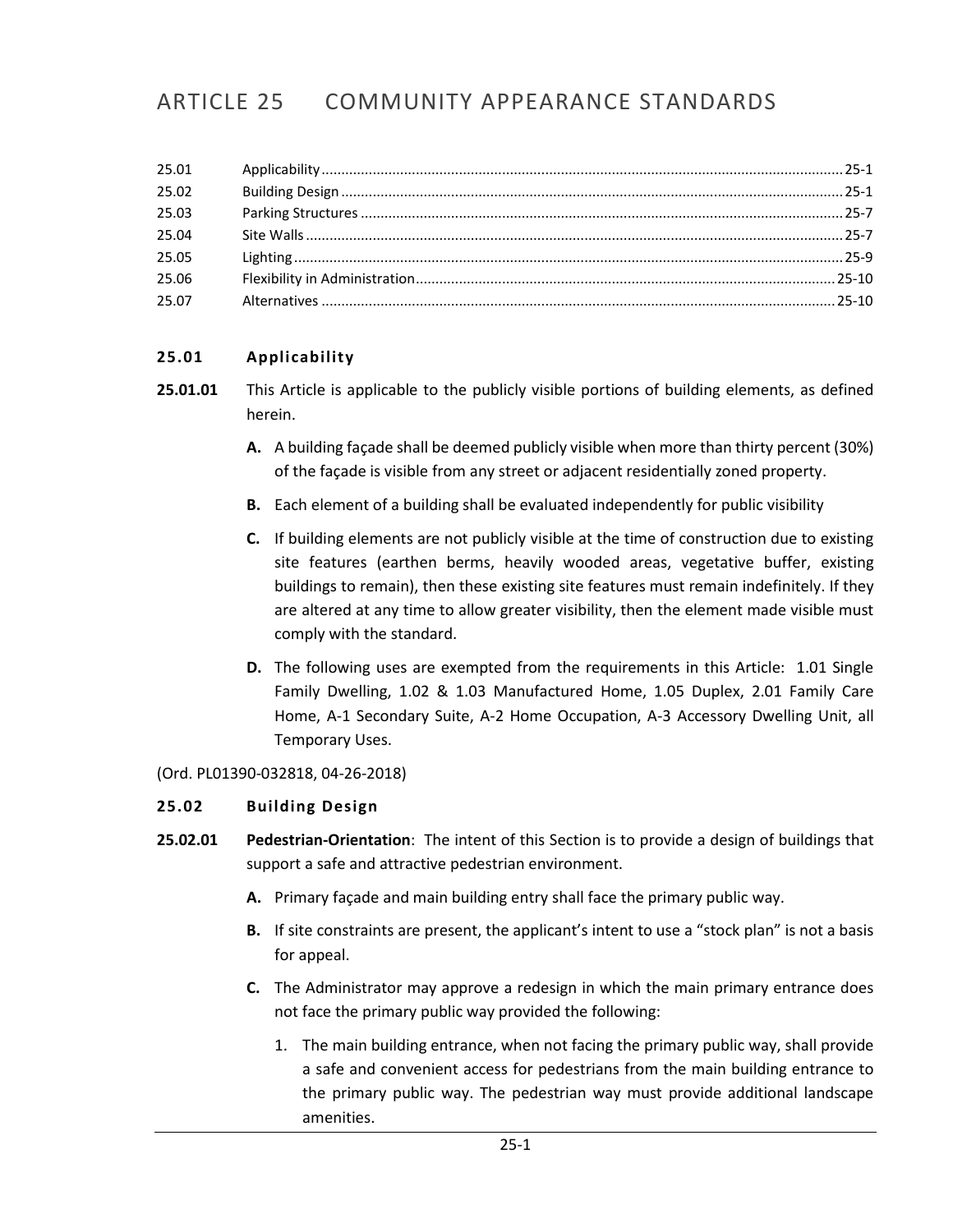# ARTICLE 25 COMMUNITY APPEARANCE STANDARDS

| | | |
|---|---|---|
| 25.01 | Applicability | 25-1 |
| 25.02 | Building Design | 25-1 |
| 25.03 | Parking Structures | 25-7 |
| 25.04 | Site Walls | 25-7 |
| 25.05 | Lighting | 25-9 |
| 25.06 | Flexibility in Administration | 25-10 |
| 25.07 | Alternatives | 25-10 |

## 25.01 Applicability

**25.01.01** This Article is applicable to the publicly visible portions of building elements, as defined herein.

- **A.** A building façade shall be deemed publicly visible when more than thirty percent (30%) of the façade is visible from any street or adjacent residentially zoned property.
- **B.** Each element of a building shall be evaluated independently for public visibility
- **C.** If building elements are not publicly visible at the time of construction due to existing site features (earthen berms, heavily wooded areas, vegetative buffer, existing buildings to remain), then these existing site features must remain indefinitely. If they are altered at any time to allow greater visibility, then the element made visible must comply with the standard.
- **D.** The following uses are exempted from the requirements in this Article: 1.01 Single Family Dwelling, 1.02 & 1.03 Manufactured Home, 1.05 Duplex, 2.01 Family Care Home, A-1 Secondary Suite, A-2 Home Occupation, A-3 Accessory Dwelling Unit, all Temporary Uses.

(Ord. PL01390-032818, 04-26-2018)

## 25.02 Building Design

**25.02.01** **Pedestrian-Orientation**: The intent of this Section is to provide a design of buildings that support a safe and attractive pedestrian environment.

- **A.** Primary façade and main building entry shall face the primary public way.
- **B.** If site constraints are present, the applicant's intent to use a "stock plan" is not a basis for appeal.
- **C.** The Administrator may approve a redesign in which the main primary entrance does not face the primary public way provided the following:
  1. The main building entrance, when not facing the primary public way, shall provide a safe and convenient access for pedestrians from the main building entrance to the primary public way. The pedestrian way must provide additional landscape amenities.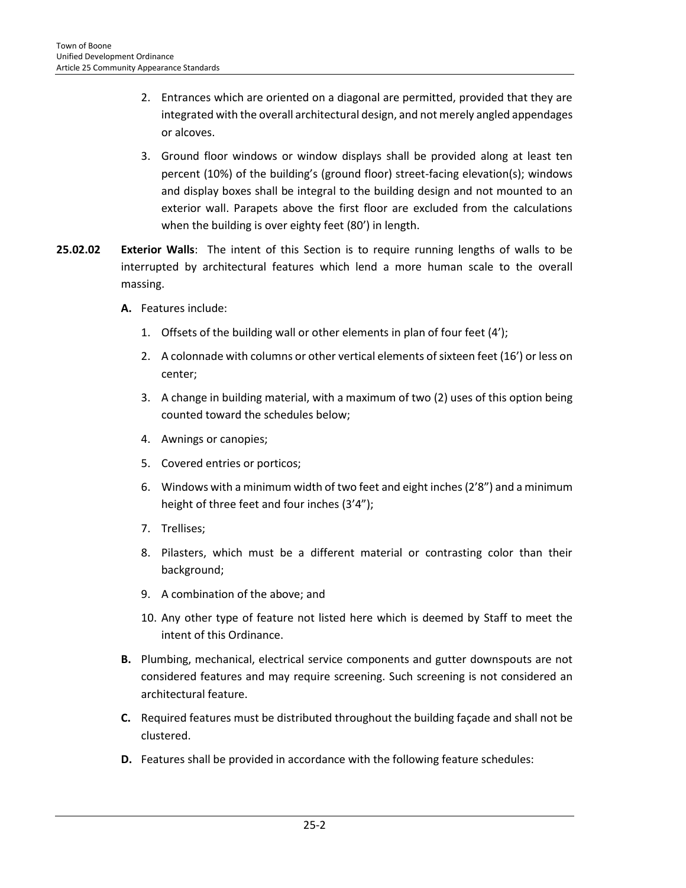2. Entrances which are oriented on a diagonal are permitted, provided that they are integrated with the overall architectural design, and not merely angled appendages or alcoves.

3. Ground floor windows or window displays shall be provided along at least ten percent (10%) of the building's (ground floor) street-facing elevation(s); windows and display boxes shall be integral to the building design and not mounted to an exterior wall. Parapets above the first floor are excluded from the calculations when the building is over eighty feet (80') in length.

**25.02.02 Exterior Walls**: The intent of this Section is to require running lengths of walls to be interrupted by architectural features which lend a more human scale to the overall massing.

**A.** Features include:

1. Offsets of the building wall or other elements in plan of four feet (4');
2. A colonnade with columns or other vertical elements of sixteen feet (16') or less on center;
3. A change in building material, with a maximum of two (2) uses of this option being counted toward the schedules below;
4. Awnings or canopies;
5. Covered entries or porticos;
6. Windows with a minimum width of two feet and eight inches (2'8") and a minimum height of three feet and four inches (3'4");
7. Trellises;
8. Pilasters, which must be a different material or contrasting color than their background;
9. A combination of the above; and
10. Any other type of feature not listed here which is deemed by Staff to meet the intent of this Ordinance.

**B.** Plumbing, mechanical, electrical service components and gutter downspouts are not considered features and may require screening. Such screening is not considered an architectural feature.

**C.** Required features must be distributed throughout the building façade and shall not be clustered.

**D.** Features shall be provided in accordance with the following feature schedules: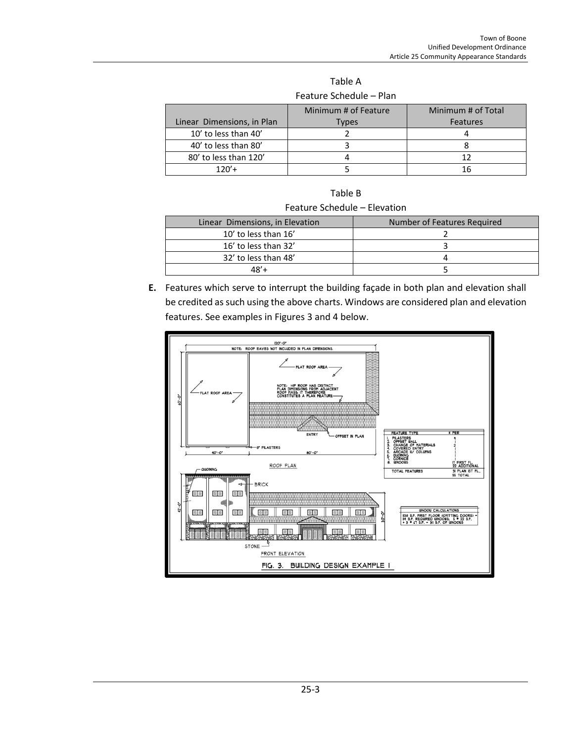Table A

Feature Schedule – Plan

| Linear Dimensions, in Plan | Minimum # of Feature Types | Minimum # of Total Features |
| --- | --- | --- |
| 10' to less than 40' | 2 | 4 |
| 40' to less than 80' | 3 | 8 |
| 80' to less than 120' | 4 | 12 |
| 120'+ | 5 | 16 |

Table B

Feature Schedule – Elevation

| Linear Dimensions, in Elevation | Number of Features Required |
| --- | --- |
| 10' to less than 16' | 2 |
| 16' to less than 32' | 3 |
| 32' to less than 48' | 4 |
| 48'+ | 5 |

**E.** Features which serve to interrupt the building façade in both plan and elevation shall be credited as such using the above charts. Windows are considered plan and elevation features. See examples in Figures 3 and 4 below.

FIG. 3. BUILDING DESIGN EXAMPLE 1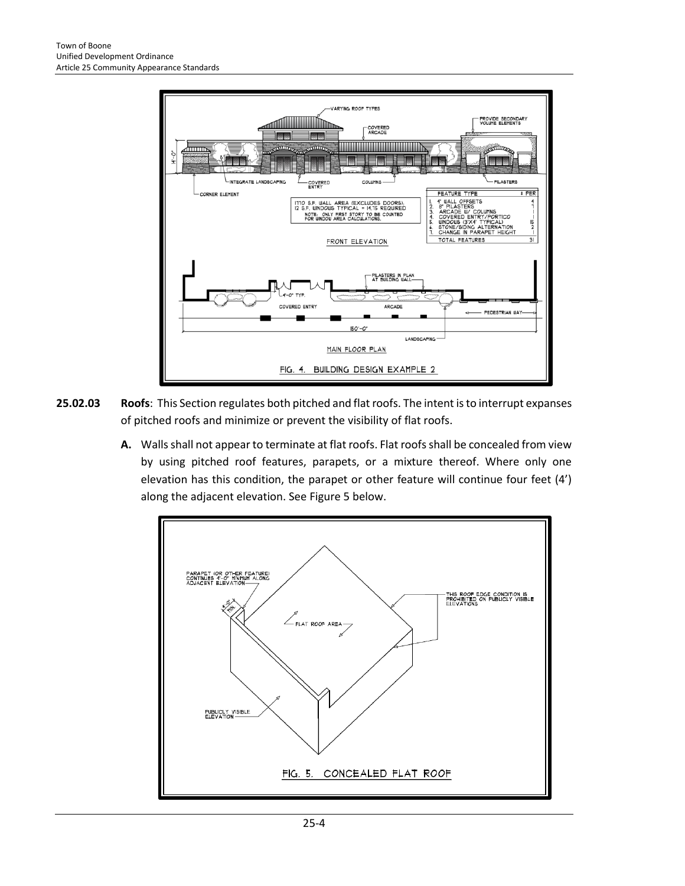FIG. 4. BUILDING DESIGN EXAMPLE 2

**25.02.03 Roofs**: This Section regulates both pitched and flat roofs. The intent is to interrupt expanses of pitched roofs and minimize or prevent the visibility of flat roofs.

**A.** Walls shall not appear to terminate at flat roofs. Flat roofs shall be concealed from view by using pitched roof features, parapets, or a mixture thereof. Where only one elevation has this condition, the parapet or other feature will continue four feet (4') along the adjacent elevation. See Figure 5 below.

FIG. 5. CONCEALED FLAT ROOF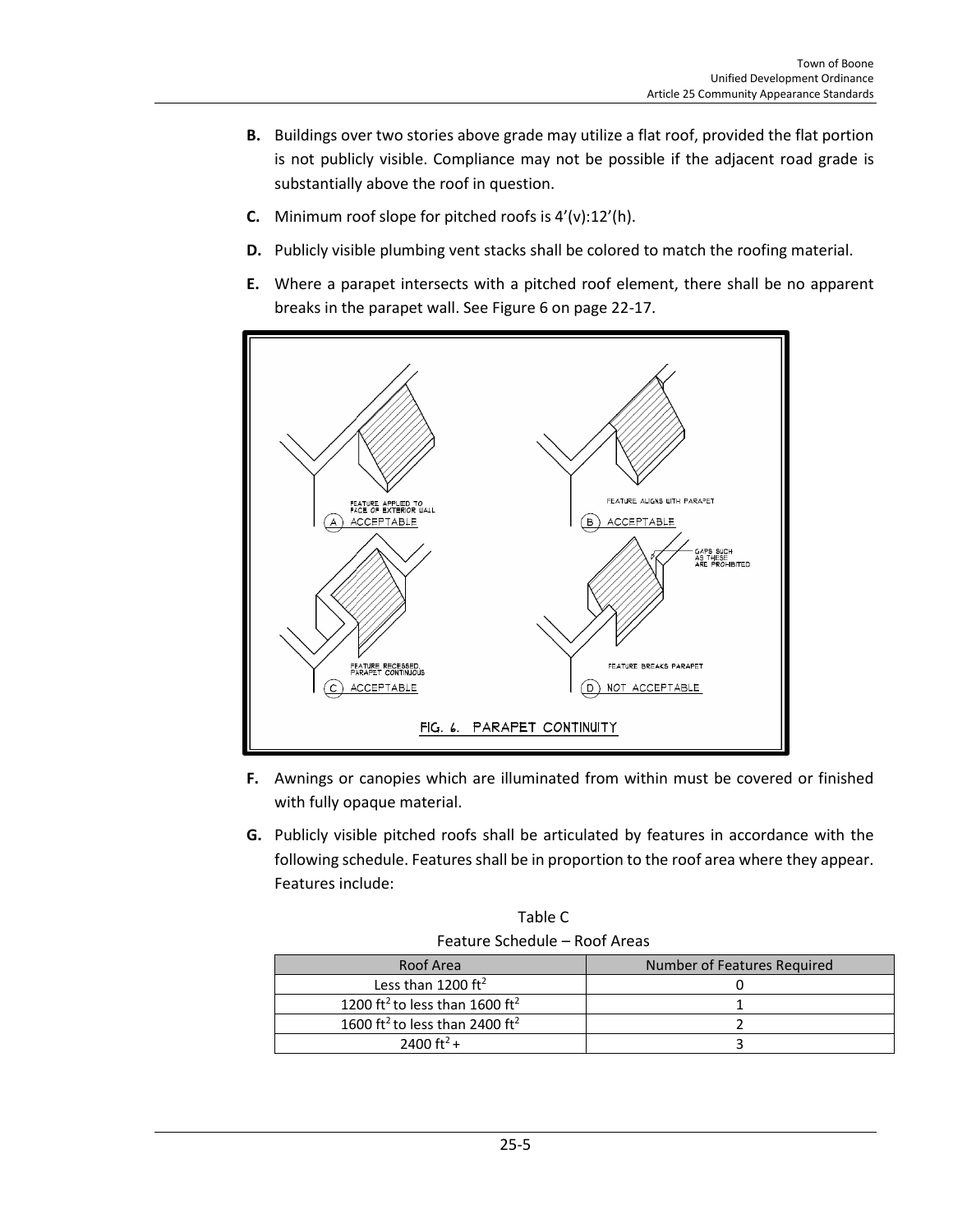**B.** Buildings over two stories above grade may utilize a flat roof, provided the flat portion is not publicly visible. Compliance may not be possible if the adjacent road grade is substantially above the roof in question.

**C.** Minimum roof slope for pitched roofs is 4'(v):12'(h).

**D.** Publicly visible plumbing vent stacks shall be colored to match the roofing material.

**E.** Where a parapet intersects with a pitched roof element, there shall be no apparent breaks in the parapet wall. See Figure 6 on page 22-17.

FEATURE APPLIED TO FACE OF EXTERIOR WALL
(A) ACCEPTABLE

FEATURE ALIGNS WITH PARAPET
(B) ACCEPTABLE

FEATURE RECESSED, PARAPET CONTINUOUS
(C) ACCEPTABLE

GAPS SUCH AS THESE ARE PROHIBITED
FEATURE BREAKS PARAPET
(D) NOT ACCEPTABLE

FIG. 6. PARAPET CONTINUITY

**F.** Awnings or canopies which are illuminated from within must be covered or finished with fully opaque material.

**G.** Publicly visible pitched roofs shall be articulated by features in accordance with the following schedule. Features shall be in proportion to the roof area where they appear. Features include:

Table C

Feature Schedule – Roof Areas

| Roof Area | Number of Features Required |
|---|---|
| Less than 1200 $ft^2$ | 0 |
| 1200 $ft^2$ to less than 1600 $ft^2$ | 1 |
| 1600 $ft^2$ to less than 2400 $ft^2$ | 2 |
| 2400 $ft^2$ + | 3 |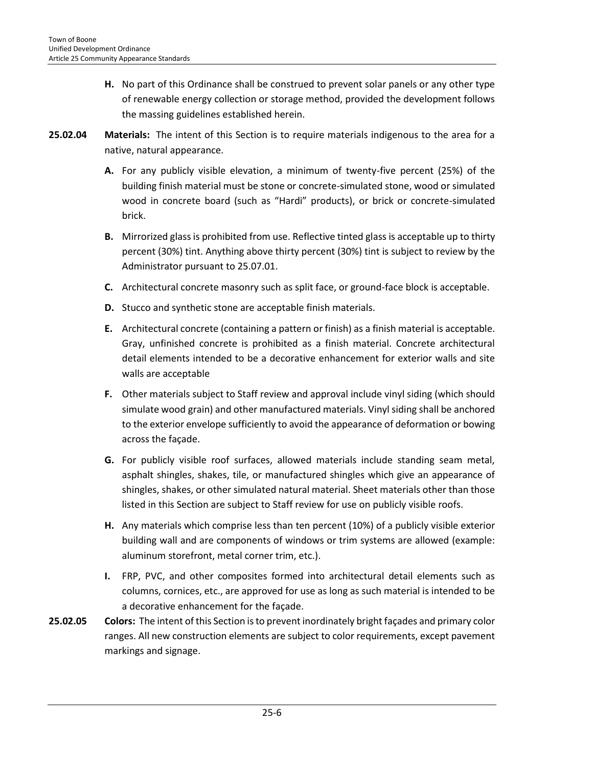**H.** No part of this Ordinance shall be construed to prevent solar panels or any other type of renewable energy collection or storage method, provided the development follows the massing guidelines established herein.

**25.02.04 Materials:** The intent of this Section is to require materials indigenous to the area for a native, natural appearance.

**A.** For any publicly visible elevation, a minimum of twenty-five percent (25%) of the building finish material must be stone or concrete-simulated stone, wood or simulated wood in concrete board (such as "Hardi" products), or brick or concrete-simulated brick.

**B.** Mirrorized glass is prohibited from use. Reflective tinted glass is acceptable up to thirty percent (30%) tint. Anything above thirty percent (30%) tint is subject to review by the Administrator pursuant to 25.07.01.

**C.** Architectural concrete masonry such as split face, or ground-face block is acceptable.

**D.** Stucco and synthetic stone are acceptable finish materials.

**E.** Architectural concrete (containing a pattern or finish) as a finish material is acceptable. Gray, unfinished concrete is prohibited as a finish material. Concrete architectural detail elements intended to be a decorative enhancement for exterior walls and site walls are acceptable

**F.** Other materials subject to Staff review and approval include vinyl siding (which should simulate wood grain) and other manufactured materials. Vinyl siding shall be anchored to the exterior envelope sufficiently to avoid the appearance of deformation or bowing across the façade.

**G.** For publicly visible roof surfaces, allowed materials include standing seam metal, asphalt shingles, shakes, tile, or manufactured shingles which give an appearance of shingles, shakes, or other simulated natural material. Sheet materials other than those listed in this Section are subject to Staff review for use on publicly visible roofs.

**H.** Any materials which comprise less than ten percent (10%) of a publicly visible exterior building wall and are components of windows or trim systems are allowed (example: aluminum storefront, metal corner trim, etc.).

**I.** FRP, PVC, and other composites formed into architectural detail elements such as columns, cornices, etc., are approved for use as long as such material is intended to be a decorative enhancement for the façade.

**25.02.05 Colors:** The intent of this Section is to prevent inordinately bright façades and primary color ranges. All new construction elements are subject to color requirements, except pavement markings and signage.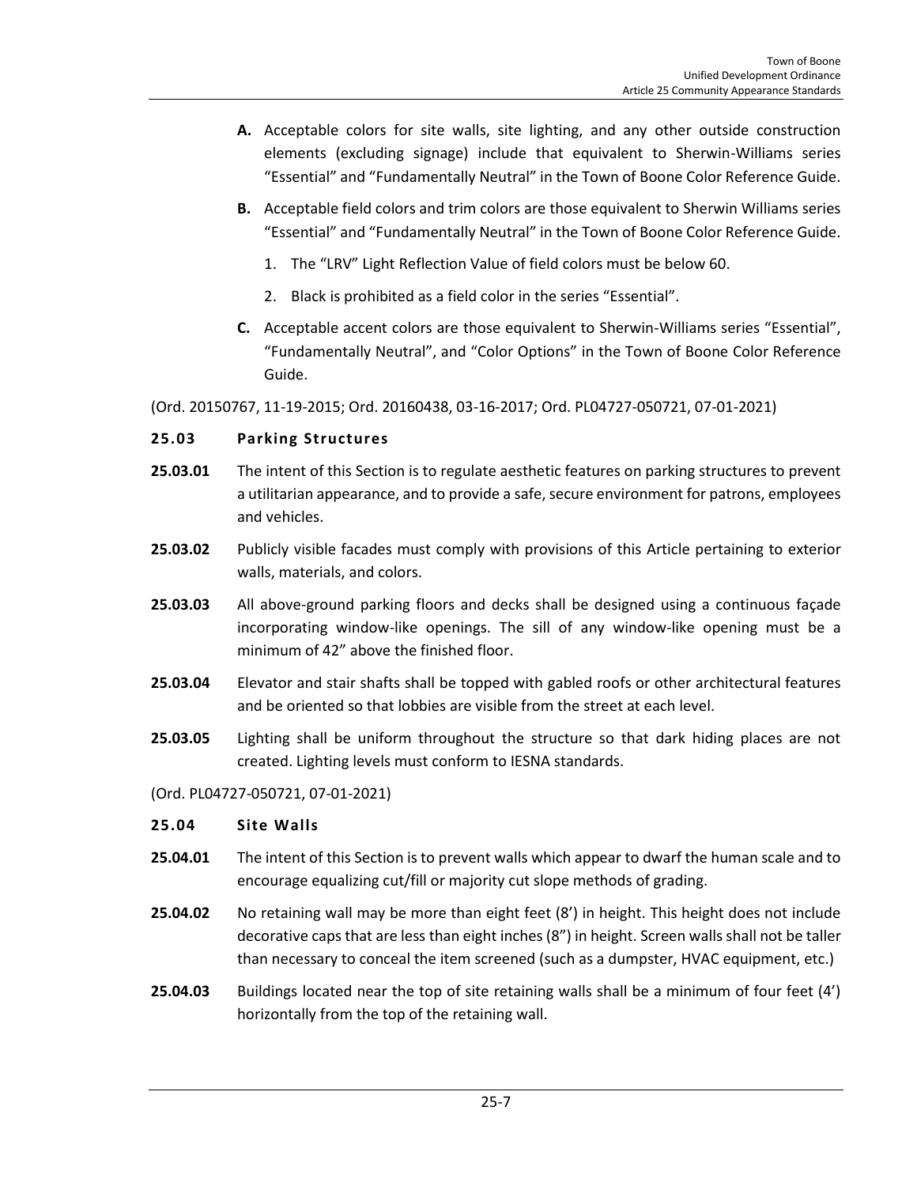**A.** Acceptable colors for site walls, site lighting, and any other outside construction elements (excluding signage) include that equivalent to Sherwin-Williams series "Essential" and "Fundamentally Neutral" in the Town of Boone Color Reference Guide.

**B.** Acceptable field colors and trim colors are those equivalent to Sherwin Williams series "Essential" and "Fundamentally Neutral" in the Town of Boone Color Reference Guide.

1. The "LRV" Light Reflection Value of field colors must be below 60.
2. Black is prohibited as a field color in the series "Essential".

**C.** Acceptable accent colors are those equivalent to Sherwin-Williams series "Essential", "Fundamentally Neutral", and "Color Options" in the Town of Boone Color Reference Guide.

(Ord. 20150767, 11-19-2015; Ord. 20160438, 03-16-2017; Ord. PL04727-050721, 07-01-2021)

### 25.03 Parking Structures

**25.03.01** The intent of this Section is to regulate aesthetic features on parking structures to prevent a utilitarian appearance, and to provide a safe, secure environment for patrons, employees and vehicles.

**25.03.02** Publicly visible facades must comply with provisions of this Article pertaining to exterior walls, materials, and colors.

**25.03.03** All above-ground parking floors and decks shall be designed using a continuous façade incorporating window-like openings. The sill of any window-like opening must be a minimum of 42" above the finished floor.

**25.03.04** Elevator and stair shafts shall be topped with gabled roofs or other architectural features and be oriented so that lobbies are visible from the street at each level.

**25.03.05** Lighting shall be uniform throughout the structure so that dark hiding places are not created. Lighting levels must conform to IESNA standards.

(Ord. PL04727-050721, 07-01-2021)

### 25.04 Site Walls

**25.04.01** The intent of this Section is to prevent walls which appear to dwarf the human scale and to encourage equalizing cut/fill or majority cut slope methods of grading.

**25.04.02** No retaining wall may be more than eight feet (8') in height. This height does not include decorative caps that are less than eight inches (8") in height. Screen walls shall not be taller than necessary to conceal the item screened (such as a dumpster, HVAC equipment, etc.)

**25.04.03** Buildings located near the top of site retaining walls shall be a minimum of four feet (4') horizontally from the top of the retaining wall.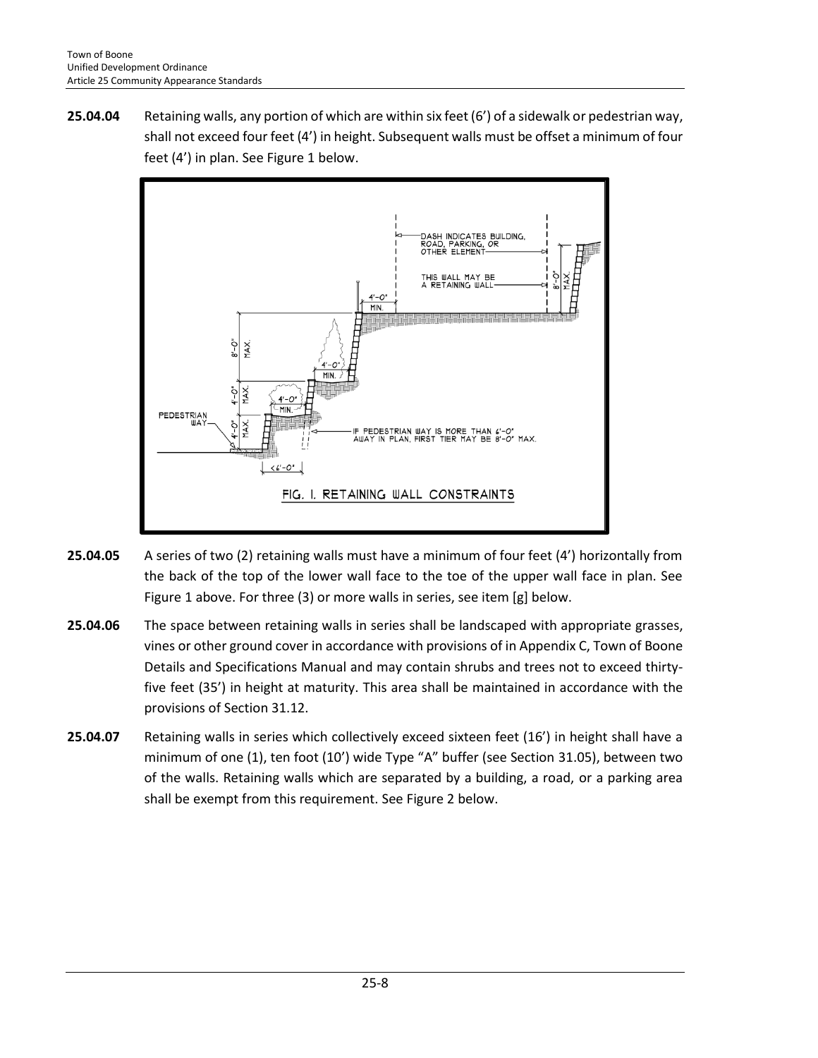**25.04.04** Retaining walls, any portion of which are within six feet (6') of a sidewalk or pedestrian way, shall not exceed four feet (4') in height. Subsequent walls must be offset a minimum of four feet (4') in plan. See Figure 1 below.

FIG. 1. RETAINING WALL CONSTRAINTS

**25.04.05** A series of two (2) retaining walls must have a minimum of four feet (4') horizontally from the back of the top of the lower wall face to the toe of the upper wall face in plan. See Figure 1 above. For three (3) or more walls in series, see item [g] below.

**25.04.06** The space between retaining walls in series shall be landscaped with appropriate grasses, vines or other ground cover in accordance with provisions of in Appendix C, Town of Boone Details and Specifications Manual and may contain shrubs and trees not to exceed thirty-five feet (35') in height at maturity. This area shall be maintained in accordance with the provisions of Section 31.12.

**25.04.07** Retaining walls in series which collectively exceed sixteen feet (16') in height shall have a minimum of one (1), ten foot (10') wide Type "A" buffer (see Section 31.05), between two of the walls. Retaining walls which are separated by a building, a road, or a parking area shall be exempt from this requirement. See Figure 2 below.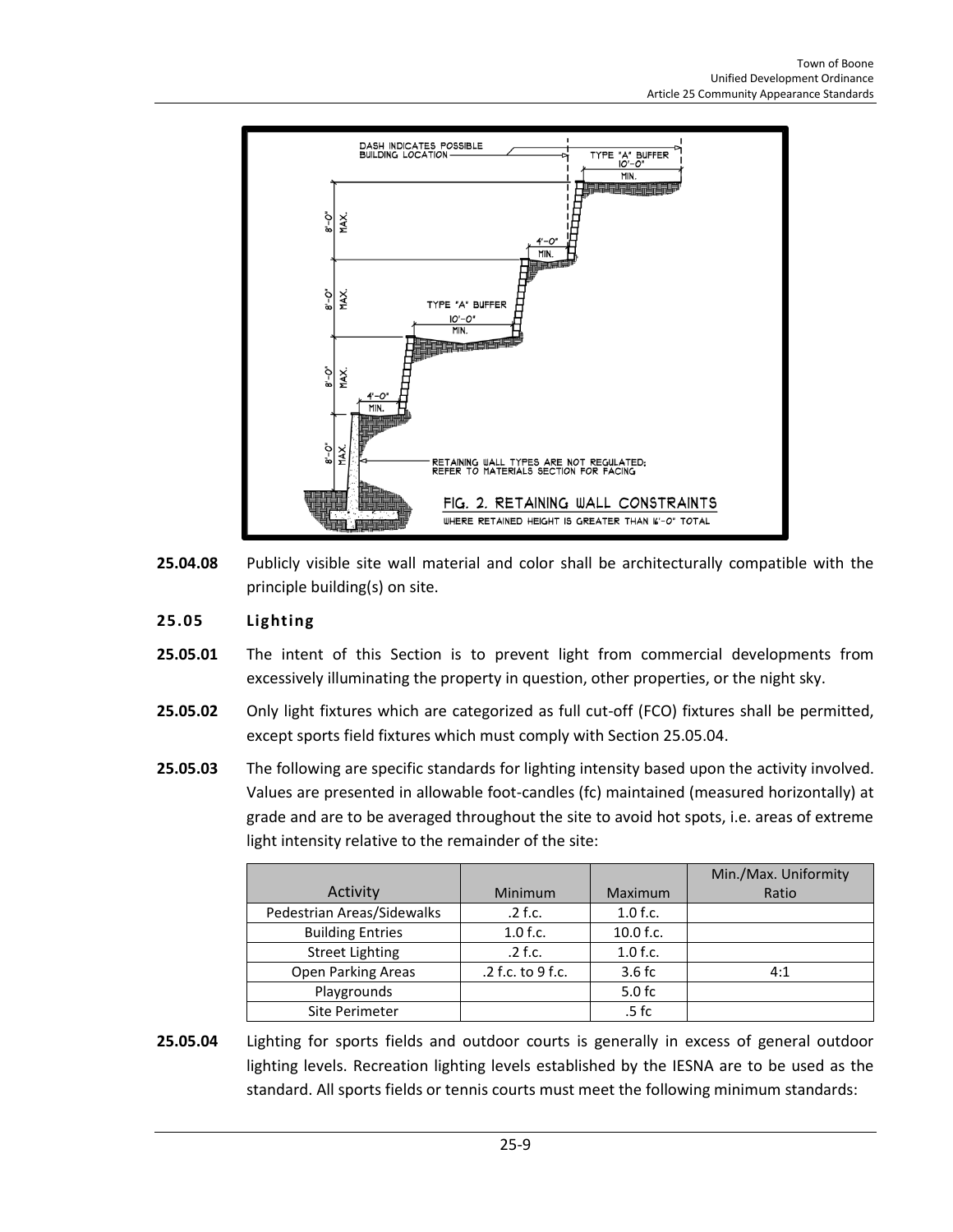**25.04.08** Publicly visible site wall material and color shall be architecturally compatible with the principle building(s) on site.

## 25.05 Lighting

**25.05.01** The intent of this Section is to prevent light from commercial developments from excessively illuminating the property in question, other properties, or the night sky.

**25.05.02** Only light fixtures which are categorized as full cut-off (FCO) fixtures shall be permitted, except sports field fixtures which must comply with Section 25.05.04.

**25.05.03** The following are specific standards for lighting intensity based upon the activity involved. Values are presented in allowable foot-candles (fc) maintained (measured horizontally) at grade and are to be averaged throughout the site to avoid hot spots, i.e. areas of extreme light intensity relative to the remainder of the site:

| Activity | Minimum | Maximum | Min./Max. Uniformity Ratio |
|---|---|---|---|
| Pedestrian Areas/Sidewalks | .2 f.c. | 1.0 f.c. | |
| Building Entries | 1.0 f.c. | 10.0 f.c. | |
| Street Lighting | .2 f.c. | 1.0 f.c. | |
| Open Parking Areas | .2 f.c. to 9 f.c. | 3.6 fc | 4:1 |
| Playgrounds | | 5.0 fc | |
| Site Perimeter | | .5 fc | |

**25.05.04** Lighting for sports fields and outdoor courts is generally in excess of general outdoor lighting levels. Recreation lighting levels established by the IESNA are to be used as the standard. All sports fields or tennis courts must meet the following minimum standards: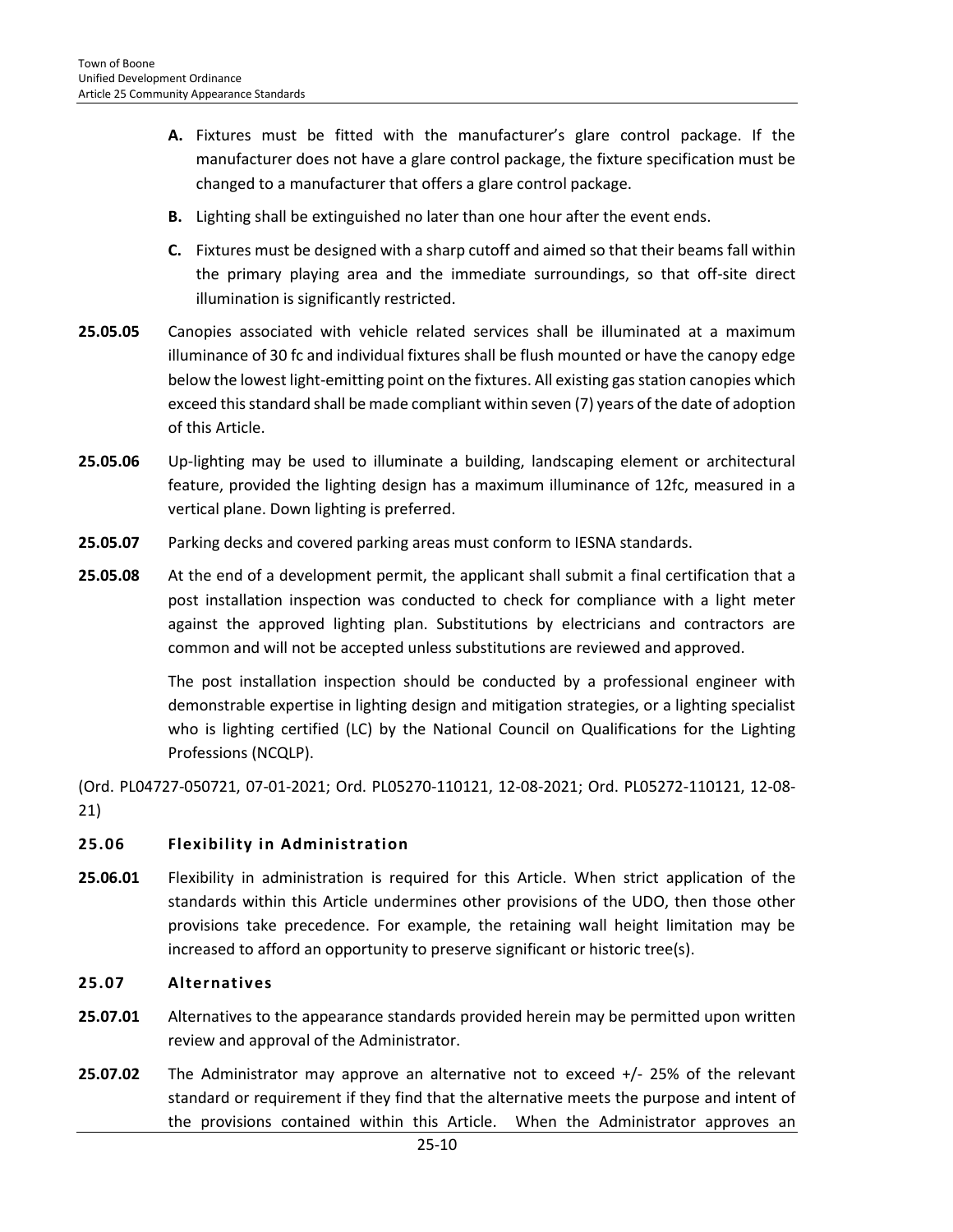**A.** Fixtures must be fitted with the manufacturer's glare control package. If the manufacturer does not have a glare control package, the fixture specification must be changed to a manufacturer that offers a glare control package.

**B.** Lighting shall be extinguished no later than one hour after the event ends.

**C.** Fixtures must be designed with a sharp cutoff and aimed so that their beams fall within the primary playing area and the immediate surroundings, so that off-site direct illumination is significantly restricted.

**25.05.05** Canopies associated with vehicle related services shall be illuminated at a maximum illuminance of 30 fc and individual fixtures shall be flush mounted or have the canopy edge below the lowest light-emitting point on the fixtures. All existing gas station canopies which exceed this standard shall be made compliant within seven (7) years of the date of adoption of this Article.

**25.05.06** Up-lighting may be used to illuminate a building, landscaping element or architectural feature, provided the lighting design has a maximum illuminance of 12fc, measured in a vertical plane. Down lighting is preferred.

**25.05.07** Parking decks and covered parking areas must conform to IESNA standards.

**25.05.08** At the end of a development permit, the applicant shall submit a final certification that a post installation inspection was conducted to check for compliance with a light meter against the approved lighting plan. Substitutions by electricians and contractors are common and will not be accepted unless substitutions are reviewed and approved.

The post installation inspection should be conducted by a professional engineer with demonstrable expertise in lighting design and mitigation strategies, or a lighting specialist who is lighting certified (LC) by the National Council on Qualifications for the Lighting Professions (NCQLP).

(Ord. PL04727-050721, 07-01-2021; Ord. PL05270-110121, 12-08-2021; Ord. PL05272-110121, 12-08-21)

## 25.06 Flexibility in Administration

**25.06.01** Flexibility in administration is required for this Article. When strict application of the standards within this Article undermines other provisions of the UDO, then those other provisions take precedence. For example, the retaining wall height limitation may be increased to afford an opportunity to preserve significant or historic tree(s).

## 25.07 Alternatives

**25.07.01** Alternatives to the appearance standards provided herein may be permitted upon written review and approval of the Administrator.

**25.07.02** The Administrator may approve an alternative not to exceed +/- 25% of the relevant standard or requirement if they find that the alternative meets the purpose and intent of the provisions contained within this Article. When the Administrator approves an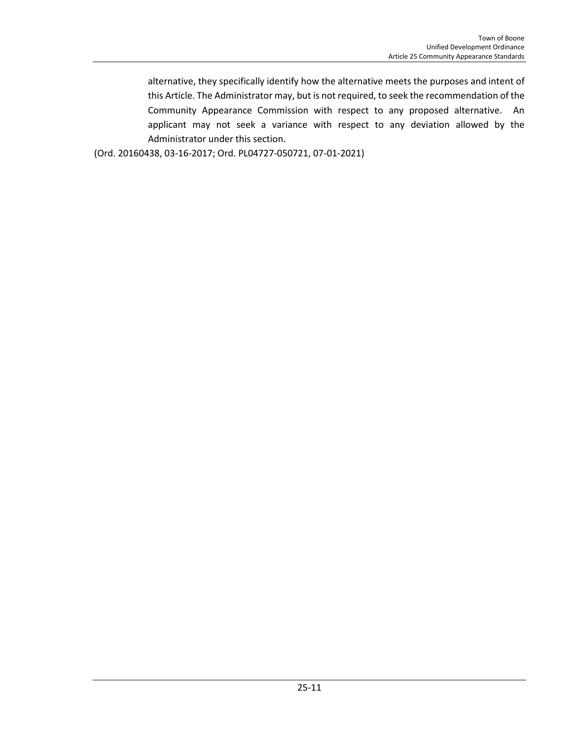alternative, they specifically identify how the alternative meets the purposes and intent of this Article. The Administrator may, but is not required, to seek the recommendation of the Community Appearance Commission with respect to any proposed alternative. An applicant may not seek a variance with respect to any deviation allowed by the Administrator under this section.

(Ord. 20160438, 03-16-2017; Ord. PL04727-050721, 07-01-2021)